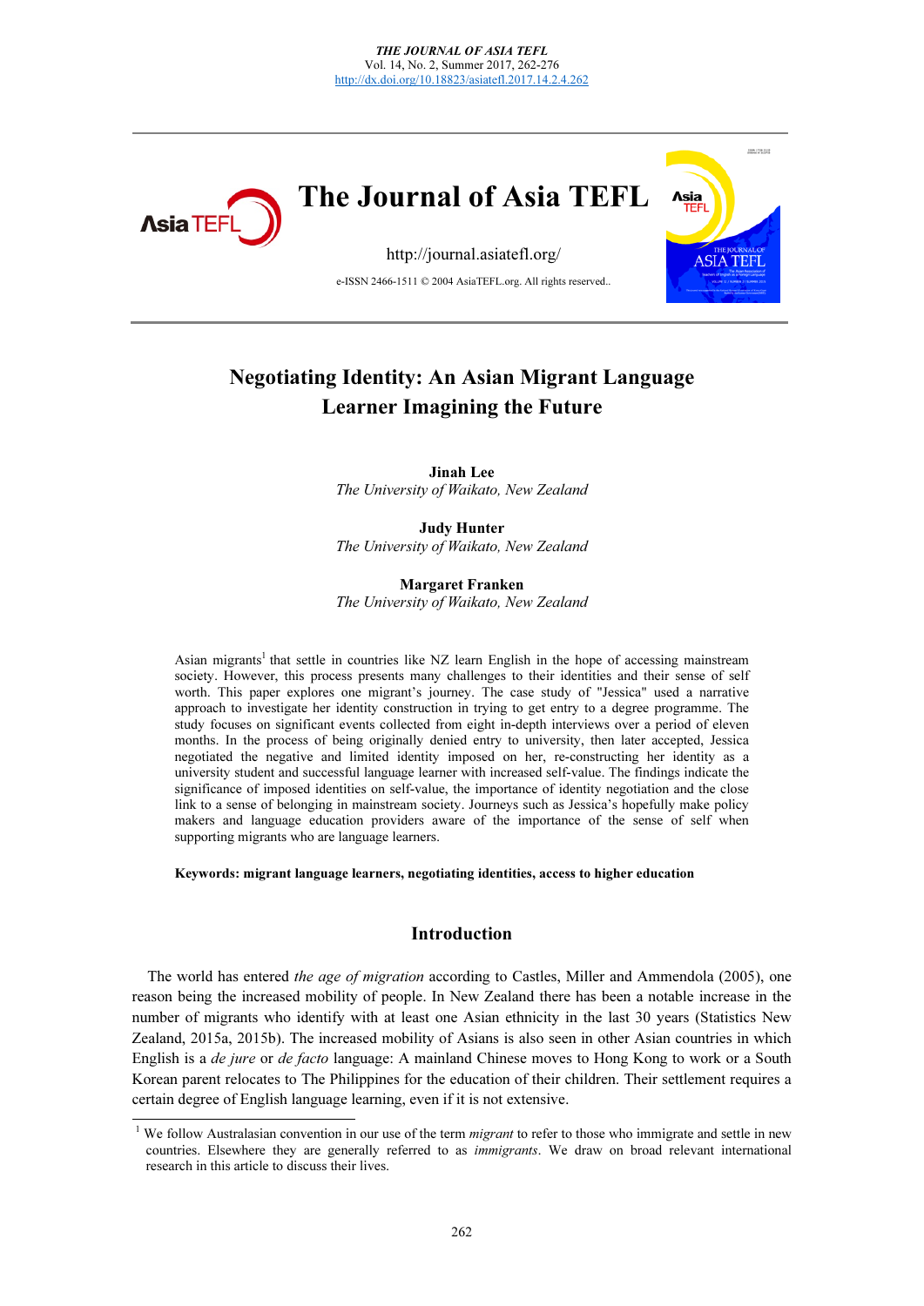# Negotiating Identity: An Asian Migrant Language Learner Imagining the Future

**Jinah Lee**
*The University of Waikato, New Zealand*

**Judy Hunter**
*The University of Waikato, New Zealand*

**Margaret Franken**
*The University of Waikato, New Zealand*

Asian migrants[1] that settle in countries like NZ learn English in the hope of accessing mainstream society. However, this process presents many challenges to their identities and their sense of self worth. This paper explores one migrant's journey. The case study of "Jessica" used a narrative approach to investigate her identity construction in trying to get entry to a degree programme. The study focuses on significant events collected from eight in-depth interviews over a period of eleven months. In the process of being originally denied entry to university, then later accepted, Jessica negotiated the negative and limited identity imposed on her, re-constructing her identity as a university student and successful language learner with increased self-value. The findings indicate the significance of imposed identities on self-value, the importance of identity negotiation and the close link to a sense of belonging in mainstream society. Journeys such as Jessica's hopefully make policy makers and language education providers aware of the importance of the sense of self when supporting migrants who are language learners.

**Keywords: migrant language learners, negotiating identities, access to higher education**

## Introduction

The world has entered *the age of migration* according to Castles, Miller and Ammendola (2005), one reason being the increased mobility of people. In New Zealand there has been a notable increase in the number of migrants who identify with at least one Asian ethnicity in the last 30 years (Statistics New Zealand, 2015a, 2015b). The increased mobility of Asians is also seen in other Asian countries in which English is a *de jure* or *de facto* language: A mainland Chinese moves to Hong Kong to work or a South Korean parent relocates to The Philippines for the education of their children. Their settlement requires a certain degree of English language learning, even if it is not extensive.

[1] We follow Australasian convention in our use of the term *migrant* to refer to those who immigrate and settle in new countries. Elsewhere they are generally referred to as *immigrants*. We draw on broad relevant international research in this article to discuss their lives.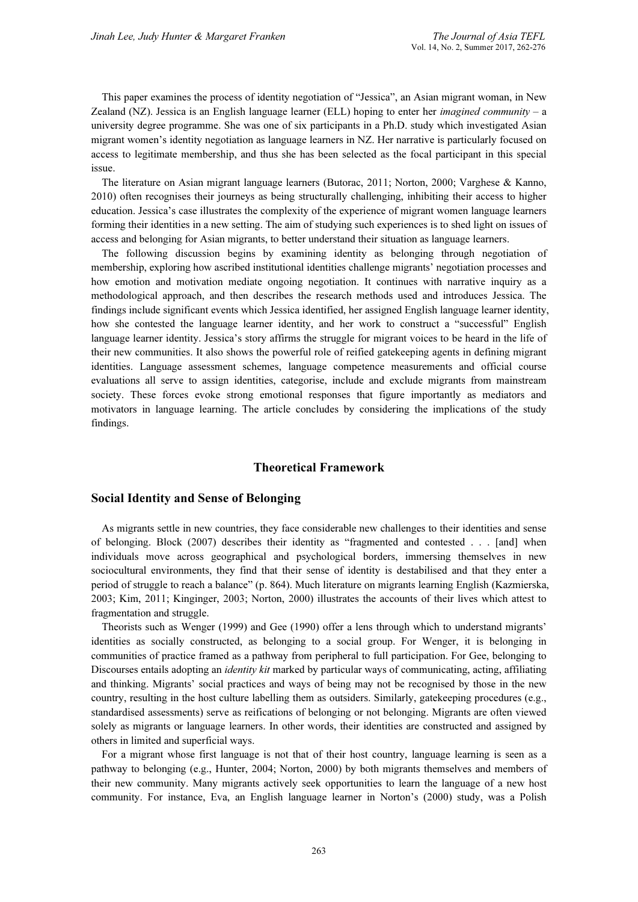This paper examines the process of identity negotiation of "Jessica", an Asian migrant woman, in New Zealand (NZ). Jessica is an English language learner (ELL) hoping to enter her *imagined community* – a university degree programme. She was one of six participants in a Ph.D. study which investigated Asian migrant women's identity negotiation as language learners in NZ. Her narrative is particularly focused on access to legitimate membership, and thus she has been selected as the focal participant in this special issue.

The literature on Asian migrant language learners (Butorac, 2011; Norton, 2000; Varghese & Kanno, 2010) often recognises their journeys as being structurally challenging, inhibiting their access to higher education. Jessica's case illustrates the complexity of the experience of migrant women language learners forming their identities in a new setting. The aim of studying such experiences is to shed light on issues of access and belonging for Asian migrants, to better understand their situation as language learners.

The following discussion begins by examining identity as belonging through negotiation of membership, exploring how ascribed institutional identities challenge migrants' negotiation processes and how emotion and motivation mediate ongoing negotiation. It continues with narrative inquiry as a methodological approach, and then describes the research methods used and introduces Jessica. The findings include significant events which Jessica identified, her assigned English language learner identity, how she contested the language learner identity, and her work to construct a "successful" English language learner identity. Jessica's story affirms the struggle for migrant voices to be heard in the life of their new communities. It also shows the powerful role of reified gatekeeping agents in defining migrant identities. Language assessment schemes, language competence measurements and official course evaluations all serve to assign identities, categorise, include and exclude migrants from mainstream society. These forces evoke strong emotional responses that figure importantly as mediators and motivators in language learning. The article concludes by considering the implications of the study findings.

## Theoretical Framework

### Social Identity and Sense of Belonging

As migrants settle in new countries, they face considerable new challenges to their identities and sense of belonging. Block (2007) describes their identity as "fragmented and contested . . . [and] when individuals move across geographical and psychological borders, immersing themselves in new sociocultural environments, they find that their sense of identity is destabilised and that they enter a period of struggle to reach a balance" (p. 864). Much literature on migrants learning English (Kazmierska, 2003; Kim, 2011; Kinginger, 2003; Norton, 2000) illustrates the accounts of their lives which attest to fragmentation and struggle.

Theorists such as Wenger (1999) and Gee (1990) offer a lens through which to understand migrants' identities as socially constructed, as belonging to a social group. For Wenger, it is belonging in communities of practice framed as a pathway from peripheral to full participation. For Gee, belonging to Discourses entails adopting an *identity kit* marked by particular ways of communicating, acting, affiliating and thinking. Migrants' social practices and ways of being may not be recognised by those in the new country, resulting in the host culture labelling them as outsiders. Similarly, gatekeeping procedures (e.g., standardised assessments) serve as reifications of belonging or not belonging. Migrants are often viewed solely as migrants or language learners. In other words, their identities are constructed and assigned by others in limited and superficial ways.

For a migrant whose first language is not that of their host country, language learning is seen as a pathway to belonging (e.g., Hunter, 2004; Norton, 2000) by both migrants themselves and members of their new community. Many migrants actively seek opportunities to learn the language of a new host community. For instance, Eva, an English language learner in Norton's (2000) study, was a Polish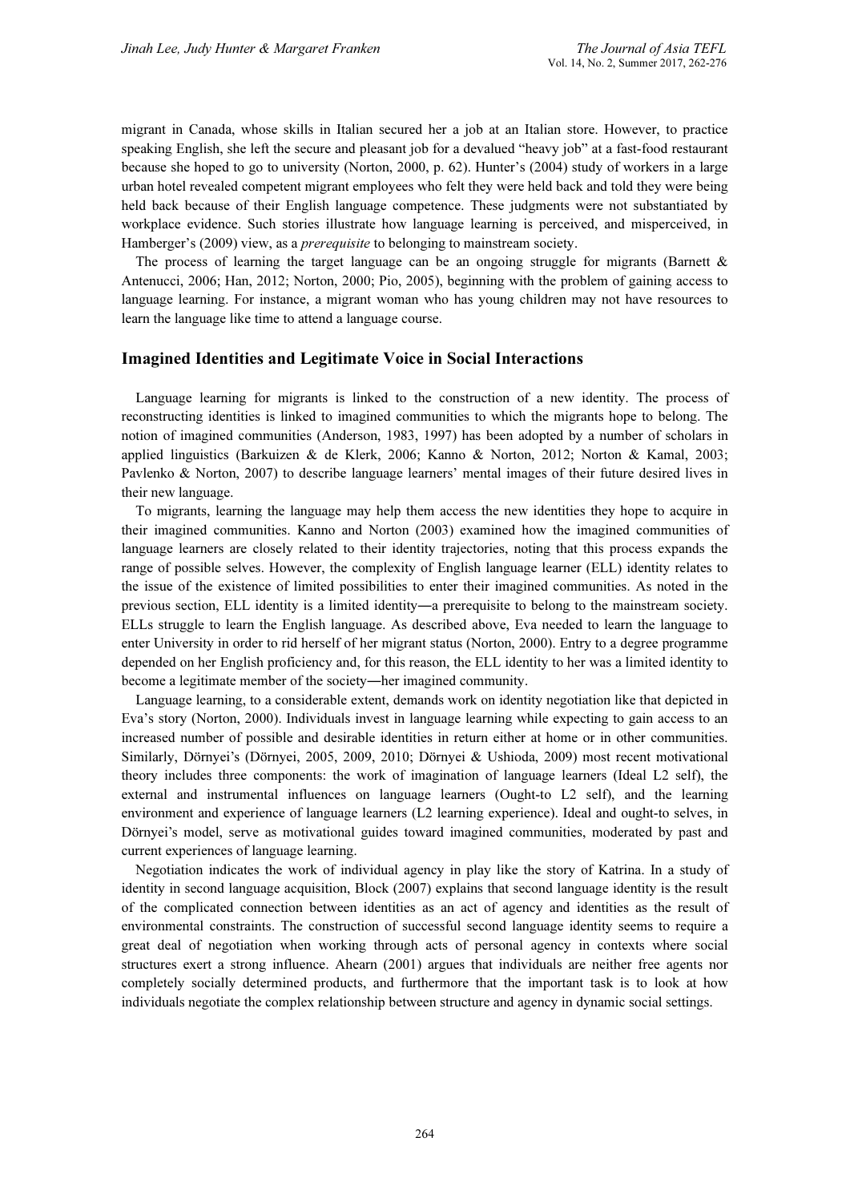migrant in Canada, whose skills in Italian secured her a job at an Italian store. However, to practice speaking English, she left the secure and pleasant job for a devalued "heavy job" at a fast-food restaurant because she hoped to go to university (Norton, 2000, p. 62). Hunter's (2004) study of workers in a large urban hotel revealed competent migrant employees who felt they were held back and told they were being held back because of their English language competence. These judgments were not substantiated by workplace evidence. Such stories illustrate how language learning is perceived, and misperceived, in Hamberger's (2009) view, as a *prerequisite* to belonging to mainstream society.

The process of learning the target language can be an ongoing struggle for migrants (Barnett & Antenucci, 2006; Han, 2012; Norton, 2000; Pio, 2005), beginning with the problem of gaining access to language learning. For instance, a migrant woman who has young children may not have resources to learn the language like time to attend a language course.

## Imagined Identities and Legitimate Voice in Social Interactions

Language learning for migrants is linked to the construction of a new identity. The process of reconstructing identities is linked to imagined communities to which the migrants hope to belong. The notion of imagined communities (Anderson, 1983, 1997) has been adopted by a number of scholars in applied linguistics (Barkuizen & de Klerk, 2006; Kanno & Norton, 2012; Norton & Kamal, 2003; Pavlenko & Norton, 2007) to describe language learners' mental images of their future desired lives in their new language.

To migrants, learning the language may help them access the new identities they hope to acquire in their imagined communities. Kanno and Norton (2003) examined how the imagined communities of language learners are closely related to their identity trajectories, noting that this process expands the range of possible selves. However, the complexity of English language learner (ELL) identity relates to the issue of the existence of limited possibilities to enter their imagined communities. As noted in the previous section, ELL identity is a limited identity―a prerequisite to belong to the mainstream society. ELLs struggle to learn the English language. As described above, Eva needed to learn the language to enter University in order to rid herself of her migrant status (Norton, 2000). Entry to a degree programme depended on her English proficiency and, for this reason, the ELL identity to her was a limited identity to become a legitimate member of the society―her imagined community.

Language learning, to a considerable extent, demands work on identity negotiation like that depicted in Eva's story (Norton, 2000). Individuals invest in language learning while expecting to gain access to an increased number of possible and desirable identities in return either at home or in other communities. Similarly, Dörnyei's (Dörnyei, 2005, 2009, 2010; Dörnyei & Ushioda, 2009) most recent motivational theory includes three components: the work of imagination of language learners (Ideal L2 self), the external and instrumental influences on language learners (Ought-to L2 self), and the learning environment and experience of language learners (L2 learning experience). Ideal and ought-to selves, in Dörnyei's model, serve as motivational guides toward imagined communities, moderated by past and current experiences of language learning.

Negotiation indicates the work of individual agency in play like the story of Katrina. In a study of identity in second language acquisition, Block (2007) explains that second language identity is the result of the complicated connection between identities as an act of agency and identities as the result of environmental constraints. The construction of successful second language identity seems to require a great deal of negotiation when working through acts of personal agency in contexts where social structures exert a strong influence. Ahearn (2001) argues that individuals are neither free agents nor completely socially determined products, and furthermore that the important task is to look at how individuals negotiate the complex relationship between structure and agency in dynamic social settings.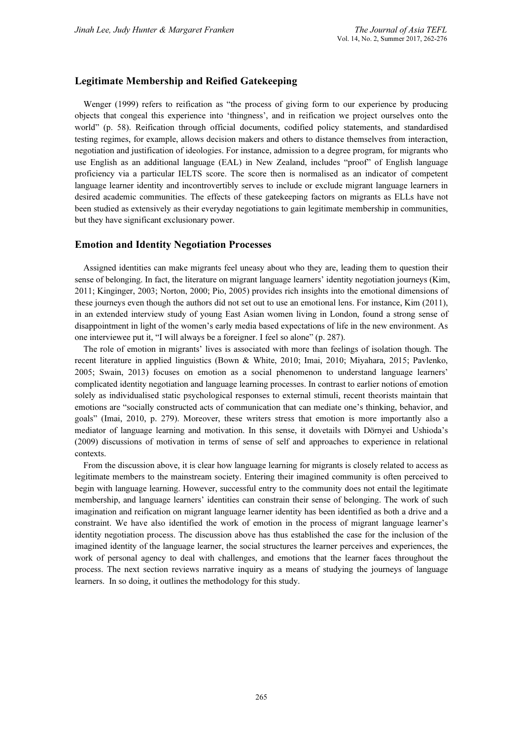## Legitimate Membership and Reified Gatekeeping

Wenger (1999) refers to reification as "the process of giving form to our experience by producing objects that congeal this experience into 'thingness', and in reification we project ourselves onto the world" (p. 58). Reification through official documents, codified policy statements, and standardised testing regimes, for example, allows decision makers and others to distance themselves from interaction, negotiation and justification of ideologies. For instance, admission to a degree program, for migrants who use English as an additional language (EAL) in New Zealand, includes "proof" of English language proficiency via a particular IELTS score. The score then is normalised as an indicator of competent language learner identity and incontrovertibly serves to include or exclude migrant language learners in desired academic communities. The effects of these gatekeeping factors on migrants as ELLs have not been studied as extensively as their everyday negotiations to gain legitimate membership in communities, but they have significant exclusionary power.

## Emotion and Identity Negotiation Processes

Assigned identities can make migrants feel uneasy about who they are, leading them to question their sense of belonging. In fact, the literature on migrant language learners' identity negotiation journeys (Kim, 2011; Kinginger, 2003; Norton, 2000; Pio, 2005) provides rich insights into the emotional dimensions of these journeys even though the authors did not set out to use an emotional lens. For instance, Kim (2011), in an extended interview study of young East Asian women living in London, found a strong sense of disappointment in light of the women's early media based expectations of life in the new environment. As one interviewee put it, "I will always be a foreigner. I feel so alone" (p. 287).

The role of emotion in migrants' lives is associated with more than feelings of isolation though. The recent literature in applied linguistics (Bown & White, 2010; Imai, 2010; Miyahara, 2015; Pavlenko, 2005; Swain, 2013) focuses on emotion as a social phenomenon to understand language learners' complicated identity negotiation and language learning processes. In contrast to earlier notions of emotion solely as individualised static psychological responses to external stimuli, recent theorists maintain that emotions are "socially constructed acts of communication that can mediate one's thinking, behavior, and goals" (Imai, 2010, p. 279). Moreover, these writers stress that emotion is more importantly also a mediator of language learning and motivation. In this sense, it dovetails with Dörnyei and Ushioda's (2009) discussions of motivation in terms of sense of self and approaches to experience in relational contexts.

From the discussion above, it is clear how language learning for migrants is closely related to access as legitimate members to the mainstream society. Entering their imagined community is often perceived to begin with language learning. However, successful entry to the community does not entail the legitimate membership, and language learners' identities can constrain their sense of belonging. The work of such imagination and reification on migrant language learner identity has been identified as both a drive and a constraint. We have also identified the work of emotion in the process of migrant language learner's identity negotiation process. The discussion above has thus established the case for the inclusion of the imagined identity of the language learner, the social structures the learner perceives and experiences, the work of personal agency to deal with challenges, and emotions that the learner faces throughout the process. The next section reviews narrative inquiry as a means of studying the journeys of language learners. In so doing, it outlines the methodology for this study.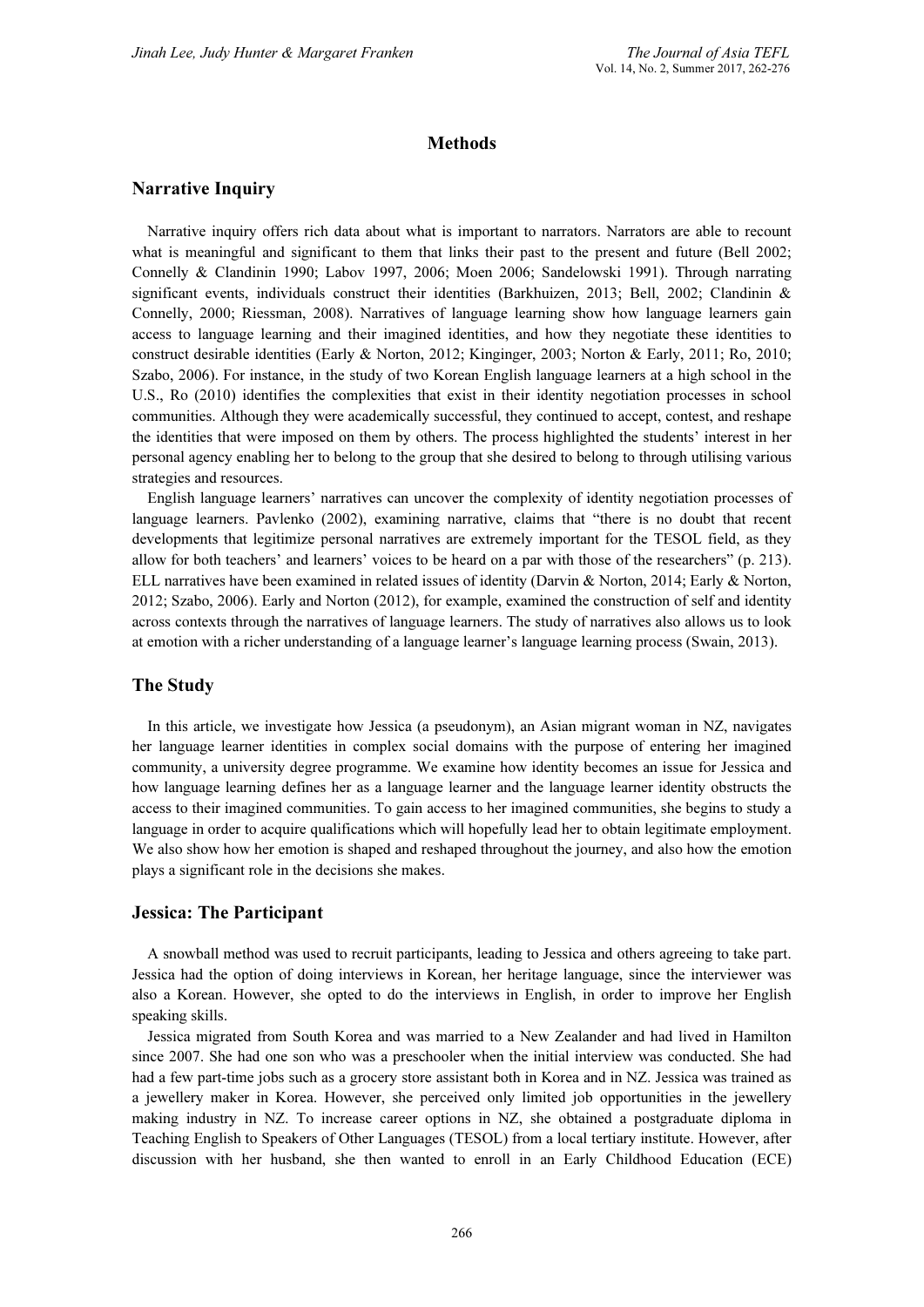# Methods

## Narrative Inquiry

Narrative inquiry offers rich data about what is important to narrators. Narrators are able to recount what is meaningful and significant to them that links their past to the present and future (Bell 2002; Connelly & Clandinin 1990; Labov 1997, 2006; Moen 2006; Sandelowski 1991). Through narrating significant events, individuals construct their identities (Barkhuizen, 2013; Bell, 2002; Clandinin & Connelly, 2000; Riessman, 2008). Narratives of language learning show how language learners gain access to language learning and their imagined identities, and how they negotiate these identities to construct desirable identities (Early & Norton, 2012; Kinginger, 2003; Norton & Early, 2011; Ro, 2010; Szabo, 2006). For instance, in the study of two Korean English language learners at a high school in the U.S., Ro (2010) identifies the complexities that exist in their identity negotiation processes in school communities. Although they were academically successful, they continued to accept, contest, and reshape the identities that were imposed on them by others. The process highlighted the students' interest in her personal agency enabling her to belong to the group that she desired to belong to through utilising various strategies and resources.

English language learners' narratives can uncover the complexity of identity negotiation processes of language learners. Pavlenko (2002), examining narrative, claims that "there is no doubt that recent developments that legitimize personal narratives are extremely important for the TESOL field, as they allow for both teachers' and learners' voices to be heard on a par with those of the researchers" (p. 213). ELL narratives have been examined in related issues of identity (Darvin & Norton, 2014; Early & Norton, 2012; Szabo, 2006). Early and Norton (2012), for example, examined the construction of self and identity across contexts through the narratives of language learners. The study of narratives also allows us to look at emotion with a richer understanding of a language learner's language learning process (Swain, 2013).

## The Study

In this article, we investigate how Jessica (a pseudonym), an Asian migrant woman in NZ, navigates her language learner identities in complex social domains with the purpose of entering her imagined community, a university degree programme. We examine how identity becomes an issue for Jessica and how language learning defines her as a language learner and the language learner identity obstructs the access to their imagined communities. To gain access to her imagined communities, she begins to study a language in order to acquire qualifications which will hopefully lead her to obtain legitimate employment. We also show how her emotion is shaped and reshaped throughout the journey, and also how the emotion plays a significant role in the decisions she makes.

## Jessica: The Participant

A snowball method was used to recruit participants, leading to Jessica and others agreeing to take part. Jessica had the option of doing interviews in Korean, her heritage language, since the interviewer was also a Korean. However, she opted to do the interviews in English, in order to improve her English speaking skills.

Jessica migrated from South Korea and was married to a New Zealander and had lived in Hamilton since 2007. She had one son who was a preschooler when the initial interview was conducted. She had had a few part-time jobs such as a grocery store assistant both in Korea and in NZ. Jessica was trained as a jewellery maker in Korea. However, she perceived only limited job opportunities in the jewellery making industry in NZ. To increase career options in NZ, she obtained a postgraduate diploma in Teaching English to Speakers of Other Languages (TESOL) from a local tertiary institute. However, after discussion with her husband, she then wanted to enroll in an Early Childhood Education (ECE)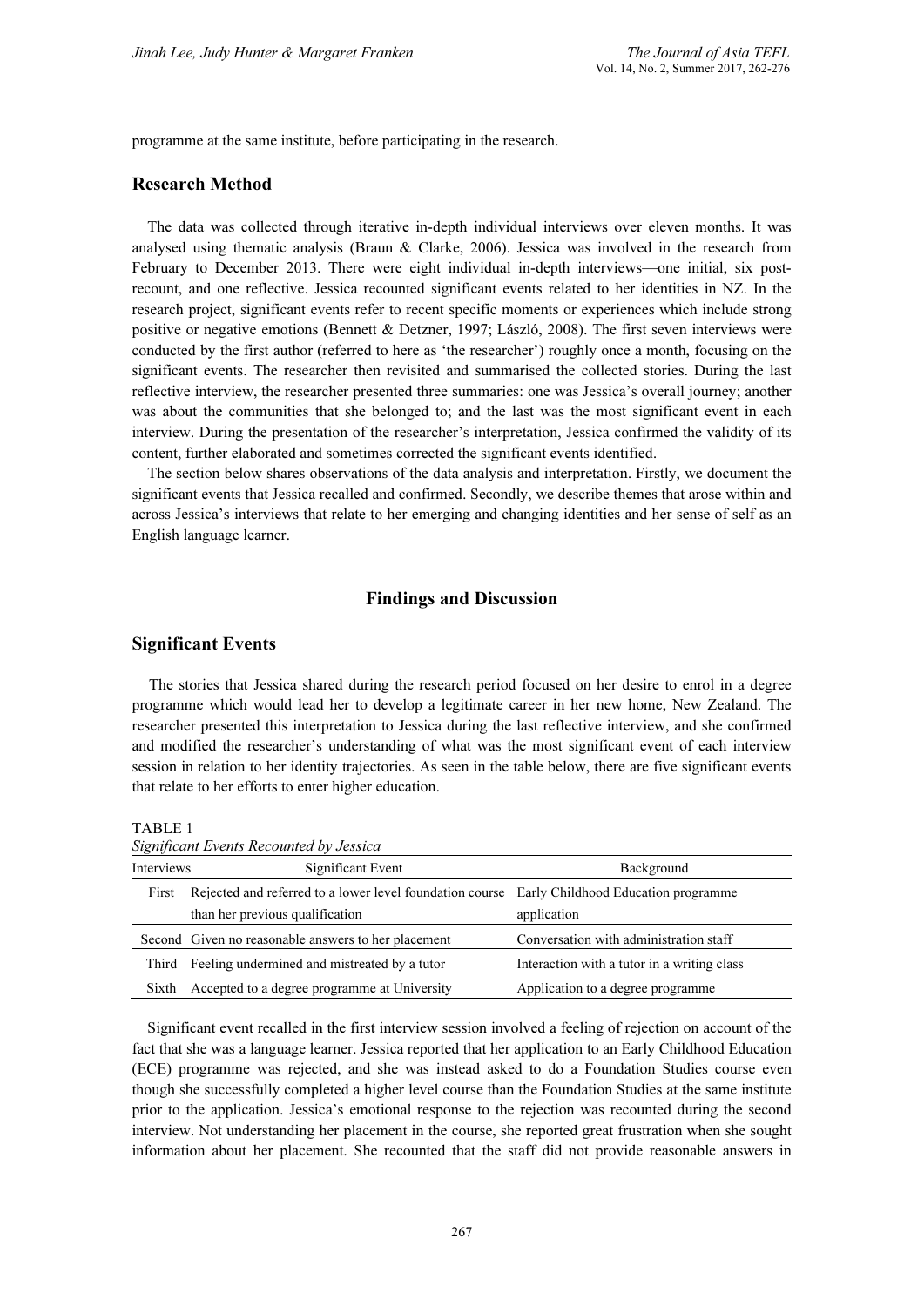programme at the same institute, before participating in the research.

## Research Method

The data was collected through iterative in-depth individual interviews over eleven months. It was analysed using thematic analysis (Braun & Clarke, 2006). Jessica was involved in the research from February to December 2013. There were eight individual in-depth interviews—one initial, six post-recount, and one reflective. Jessica recounted significant events related to her identities in NZ. In the research project, significant events refer to recent specific moments or experiences which include strong positive or negative emotions (Bennett & Detzner, 1997; László, 2008). The first seven interviews were conducted by the first author (referred to here as 'the researcher') roughly once a month, focusing on the significant events. The researcher then revisited and summarised the collected stories. During the last reflective interview, the researcher presented three summaries: one was Jessica's overall journey; another was about the communities that she belonged to; and the last was the most significant event in each interview. During the presentation of the researcher's interpretation, Jessica confirmed the validity of its content, further elaborated and sometimes corrected the significant events identified.

The section below shares observations of the data analysis and interpretation. Firstly, we document the significant events that Jessica recalled and confirmed. Secondly, we describe themes that arose within and across Jessica's interviews that relate to her emerging and changing identities and her sense of self as an English language learner.

# Findings and Discussion

## Significant Events

The stories that Jessica shared during the research period focused on her desire to enrol in a degree programme which would lead her to develop a legitimate career in her new home, New Zealand. The researcher presented this interpretation to Jessica during the last reflective interview, and she confirmed and modified the researcher's understanding of what was the most significant event of each interview session in relation to her identity trajectories. As seen in the table below, there are five significant events that relate to her efforts to enter higher education.

TABLE 1
*Significant Events Recounted by Jessica*

| Interviews | Significant Event | Background |
|---|---|---|
| First | Rejected and referred to a lower level foundation course than her previous qualification | Early Childhood Education programme application |
| Second | Given no reasonable answers to her placement | Conversation with administration staff |
| Third | Feeling undermined and mistreated by a tutor | Interaction with a tutor in a writing class |
| Sixth | Accepted to a degree programme at University | Application to a degree programme |

Significant event recalled in the first interview session involved a feeling of rejection on account of the fact that she was a language learner. Jessica reported that her application to an Early Childhood Education (ECE) programme was rejected, and she was instead asked to do a Foundation Studies course even though she successfully completed a higher level course than the Foundation Studies at the same institute prior to the application. Jessica's emotional response to the rejection was recounted during the second interview. Not understanding her placement in the course, she reported great frustration when she sought information about her placement. She recounted that the staff did not provide reasonable answers in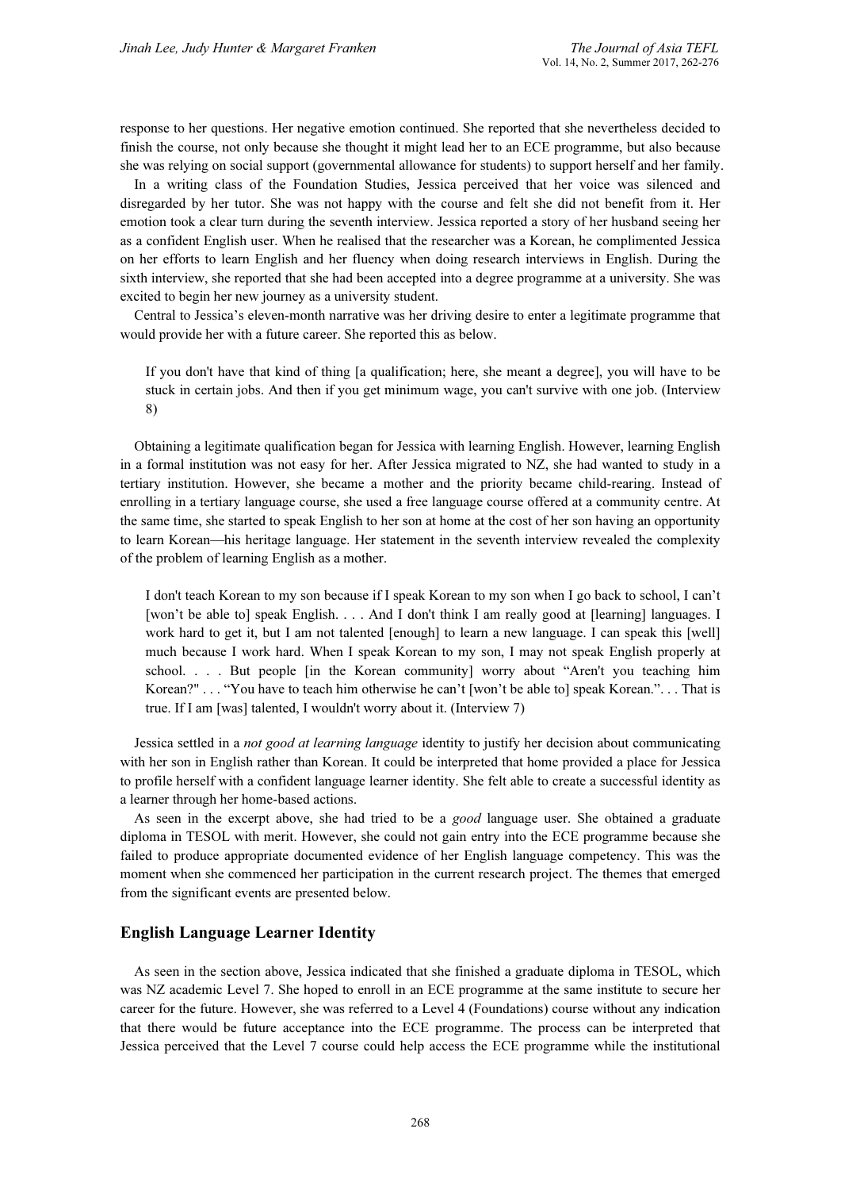response to her questions. Her negative emotion continued. She reported that she nevertheless decided to finish the course, not only because she thought it might lead her to an ECE programme, but also because she was relying on social support (governmental allowance for students) to support herself and her family.

In a writing class of the Foundation Studies, Jessica perceived that her voice was silenced and disregarded by her tutor. She was not happy with the course and felt she did not benefit from it. Her emotion took a clear turn during the seventh interview. Jessica reported a story of her husband seeing her as a confident English user. When he realised that the researcher was a Korean, he complimented Jessica on her efforts to learn English and her fluency when doing research interviews in English. During the sixth interview, she reported that she had been accepted into a degree programme at a university. She was excited to begin her new journey as a university student.

Central to Jessica's eleven-month narrative was her driving desire to enter a legitimate programme that would provide her with a future career. She reported this as below.

> If you don't have that kind of thing [a qualification; here, she meant a degree], you will have to be stuck in certain jobs. And then if you get minimum wage, you can't survive with one job. (Interview 8)

Obtaining a legitimate qualification began for Jessica with learning English. However, learning English in a formal institution was not easy for her. After Jessica migrated to NZ, she had wanted to study in a tertiary institution. However, she became a mother and the priority became child-rearing. Instead of enrolling in a tertiary language course, she used a free language course offered at a community centre. At the same time, she started to speak English to her son at home at the cost of her son having an opportunity to learn Korean—his heritage language. Her statement in the seventh interview revealed the complexity of the problem of learning English as a mother.

> I don't teach Korean to my son because if I speak Korean to my son when I go back to school, I can't [won't be able to] speak English. . . . And I don't think I am really good at [learning] languages. I work hard to get it, but I am not talented [enough] to learn a new language. I can speak this [well] much because I work hard. When I speak Korean to my son, I may not speak English properly at school. . . . But people [in the Korean community] worry about "Aren't you teaching him Korean?" . . . "You have to teach him otherwise he can't [won't be able to] speak Korean.". . . That is true. If I am [was] talented, I wouldn't worry about it. (Interview 7)

Jessica settled in a *not good at learning language* identity to justify her decision about communicating with her son in English rather than Korean. It could be interpreted that home provided a place for Jessica to profile herself with a confident language learner identity. She felt able to create a successful identity as a learner through her home-based actions.

As seen in the excerpt above, she had tried to be a *good* language user. She obtained a graduate diploma in TESOL with merit. However, she could not gain entry into the ECE programme because she failed to produce appropriate documented evidence of her English language competency. This was the moment when she commenced her participation in the current research project. The themes that emerged from the significant events are presented below.

## English Language Learner Identity

As seen in the section above, Jessica indicated that she finished a graduate diploma in TESOL, which was NZ academic Level 7. She hoped to enroll in an ECE programme at the same institute to secure her career for the future. However, she was referred to a Level 4 (Foundations) course without any indication that there would be future acceptance into the ECE programme. The process can be interpreted that Jessica perceived that the Level 7 course could help access the ECE programme while the institutional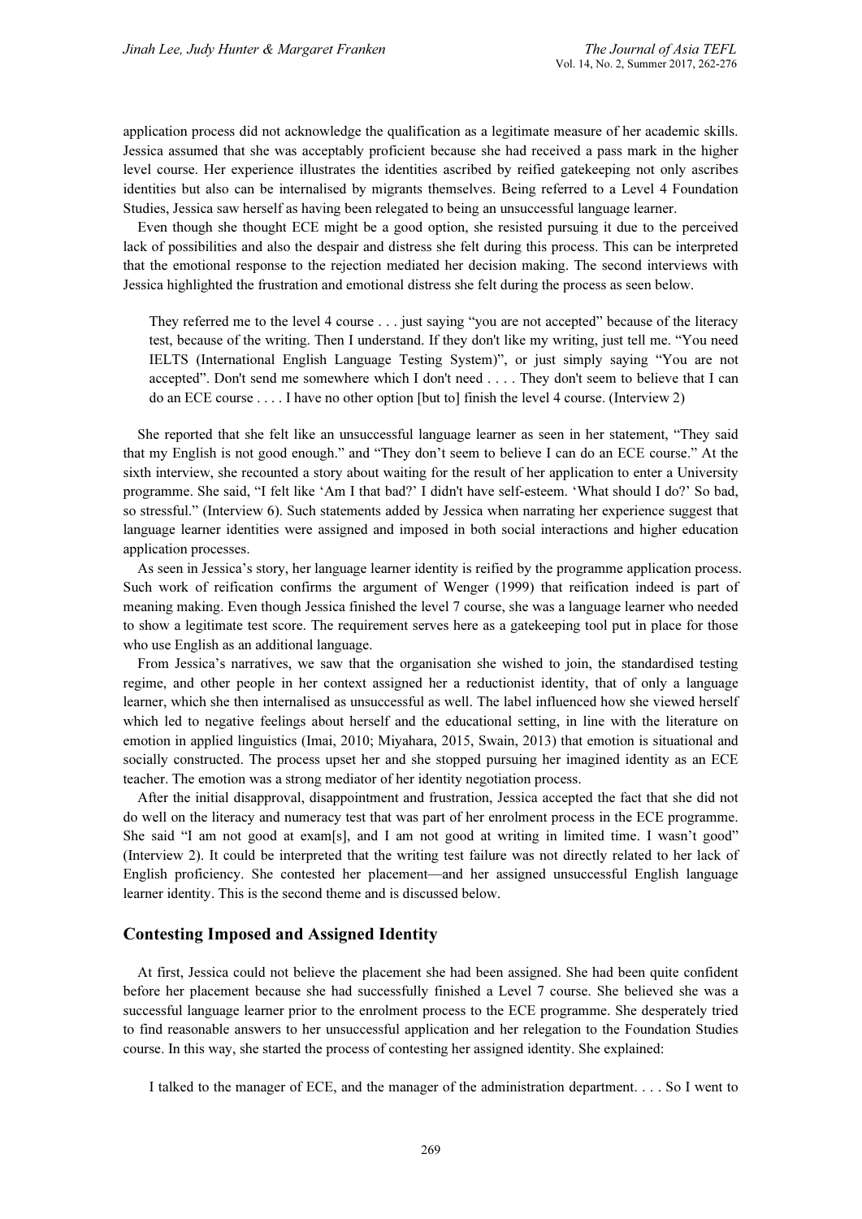application process did not acknowledge the qualification as a legitimate measure of her academic skills. Jessica assumed that she was acceptably proficient because she had received a pass mark in the higher level course. Her experience illustrates the identities ascribed by reified gatekeeping not only ascribes identities but also can be internalised by migrants themselves. Being referred to a Level 4 Foundation Studies, Jessica saw herself as having been relegated to being an unsuccessful language learner.

Even though she thought ECE might be a good option, she resisted pursuing it due to the perceived lack of possibilities and also the despair and distress she felt during this process. This can be interpreted that the emotional response to the rejection mediated her decision making. The second interviews with Jessica highlighted the frustration and emotional distress she felt during the process as seen below.

> They referred me to the level 4 course . . . just saying "you are not accepted" because of the literacy test, because of the writing. Then I understand. If they don't like my writing, just tell me. "You need IELTS (International English Language Testing System)", or just simply saying "You are not accepted". Don't send me somewhere which I don't need . . . . They don't seem to believe that I can do an ECE course . . . . I have no other option [but to] finish the level 4 course. (Interview 2)

She reported that she felt like an unsuccessful language learner as seen in her statement, "They said that my English is not good enough." and "They don't seem to believe I can do an ECE course." At the sixth interview, she recounted a story about waiting for the result of her application to enter a University programme. She said, "I felt like 'Am I that bad?' I didn't have self-esteem. 'What should I do?' So bad, so stressful." (Interview 6). Such statements added by Jessica when narrating her experience suggest that language learner identities were assigned and imposed in both social interactions and higher education application processes.

As seen in Jessica's story, her language learner identity is reified by the programme application process. Such work of reification confirms the argument of Wenger (1999) that reification indeed is part of meaning making. Even though Jessica finished the level 7 course, she was a language learner who needed to show a legitimate test score. The requirement serves here as a gatekeeping tool put in place for those who use English as an additional language.

From Jessica's narratives, we saw that the organisation she wished to join, the standardised testing regime, and other people in her context assigned her a reductionist identity, that of only a language learner, which she then internalised as unsuccessful as well. The label influenced how she viewed herself which led to negative feelings about herself and the educational setting, in line with the literature on emotion in applied linguistics (Imai, 2010; Miyahara, 2015, Swain, 2013) that emotion is situational and socially constructed. The process upset her and she stopped pursuing her imagined identity as an ECE teacher. The emotion was a strong mediator of her identity negotiation process.

After the initial disapproval, disappointment and frustration, Jessica accepted the fact that she did not do well on the literacy and numeracy test that was part of her enrolment process in the ECE programme. She said "I am not good at exam[s], and I am not good at writing in limited time. I wasn't good" (Interview 2). It could be interpreted that the writing test failure was not directly related to her lack of English proficiency. She contested her placement—and her assigned unsuccessful English language learner identity. This is the second theme and is discussed below.

## Contesting Imposed and Assigned Identity

At first, Jessica could not believe the placement she had been assigned. She had been quite confident before her placement because she had successfully finished a Level 7 course. She believed she was a successful language learner prior to the enrolment process to the ECE programme. She desperately tried to find reasonable answers to her unsuccessful application and her relegation to the Foundation Studies course. In this way, she started the process of contesting her assigned identity. She explained:

> I talked to the manager of ECE, and the manager of the administration department. . . . So I went to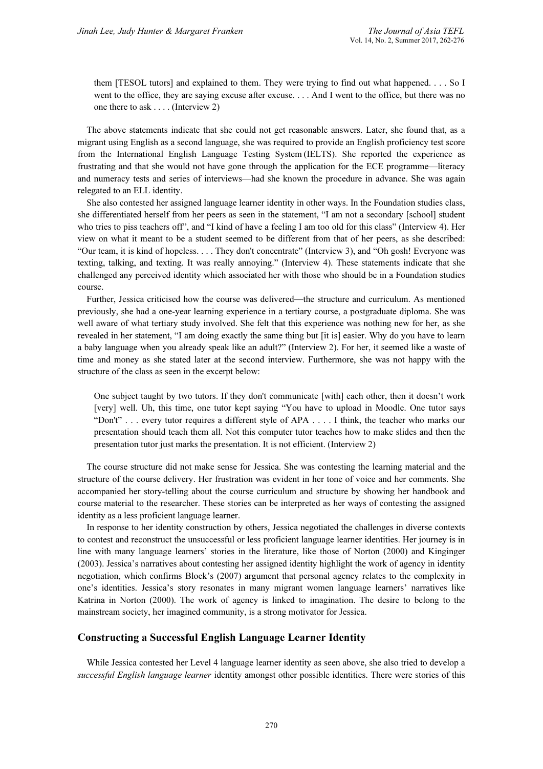> them [TESOL tutors] and explained to them. They were trying to find out what happened. . . . So I went to the office, they are saying excuse after excuse. . . . And I went to the office, but there was no one there to ask . . . . (Interview 2)

The above statements indicate that she could not get reasonable answers. Later, she found that, as a migrant using English as a second language, she was required to provide an English proficiency test score from the International English Language Testing System (IELTS). She reported the experience as frustrating and that she would not have gone through the application for the ECE programme—literacy and numeracy tests and series of interviews—had she known the procedure in advance. She was again relegated to an ELL identity.

She also contested her assigned language learner identity in other ways. In the Foundation studies class, she differentiated herself from her peers as seen in the statement, "I am not a secondary [school] student who tries to piss teachers off", and "I kind of have a feeling I am too old for this class" (Interview 4). Her view on what it meant to be a student seemed to be different from that of her peers, as she described: "Our team, it is kind of hopeless. . . . They don't concentrate" (Interview 3), and "Oh gosh! Everyone was texting, talking, and texting. It was really annoying." (Interview 4). These statements indicate that she challenged any perceived identity which associated her with those who should be in a Foundation studies course.

Further, Jessica criticised how the course was delivered—the structure and curriculum. As mentioned previously, she had a one-year learning experience in a tertiary course, a postgraduate diploma. She was well aware of what tertiary study involved. She felt that this experience was nothing new for her, as she revealed in her statement, "I am doing exactly the same thing but [it is] easier. Why do you have to learn a baby language when you already speak like an adult?" (Interview 2). For her, it seemed like a waste of time and money as she stated later at the second interview. Furthermore, she was not happy with the structure of the class as seen in the excerpt below:

> One subject taught by two tutors. If they don't communicate [with] each other, then it doesn't work [very] well. Uh, this time, one tutor kept saying "You have to upload in Moodle. One tutor says "Don't" . . . every tutor requires a different style of APA . . . . I think, the teacher who marks our presentation should teach them all. Not this computer tutor teaches how to make slides and then the presentation tutor just marks the presentation. It is not efficient. (Interview 2)

The course structure did not make sense for Jessica. She was contesting the learning material and the structure of the course delivery. Her frustration was evident in her tone of voice and her comments. She accompanied her story-telling about the course curriculum and structure by showing her handbook and course material to the researcher. These stories can be interpreted as her ways of contesting the assigned identity as a less proficient language learner.

In response to her identity construction by others, Jessica negotiated the challenges in diverse contexts to contest and reconstruct the unsuccessful or less proficient language learner identities. Her journey is in line with many language learners' stories in the literature, like those of Norton (2000) and Kinginger (2003). Jessica's narratives about contesting her assigned identity highlight the work of agency in identity negotiation, which confirms Block's (2007) argument that personal agency relates to the complexity in one's identities. Jessica's story resonates in many migrant women language learners' narratives like Katrina in Norton (2000). The work of agency is linked to imagination. The desire to belong to the mainstream society, her imagined community, is a strong motivator for Jessica.

## Constructing a Successful English Language Learner Identity

While Jessica contested her Level 4 language learner identity as seen above, she also tried to develop a *successful English language learner* identity amongst other possible identities. There were stories of this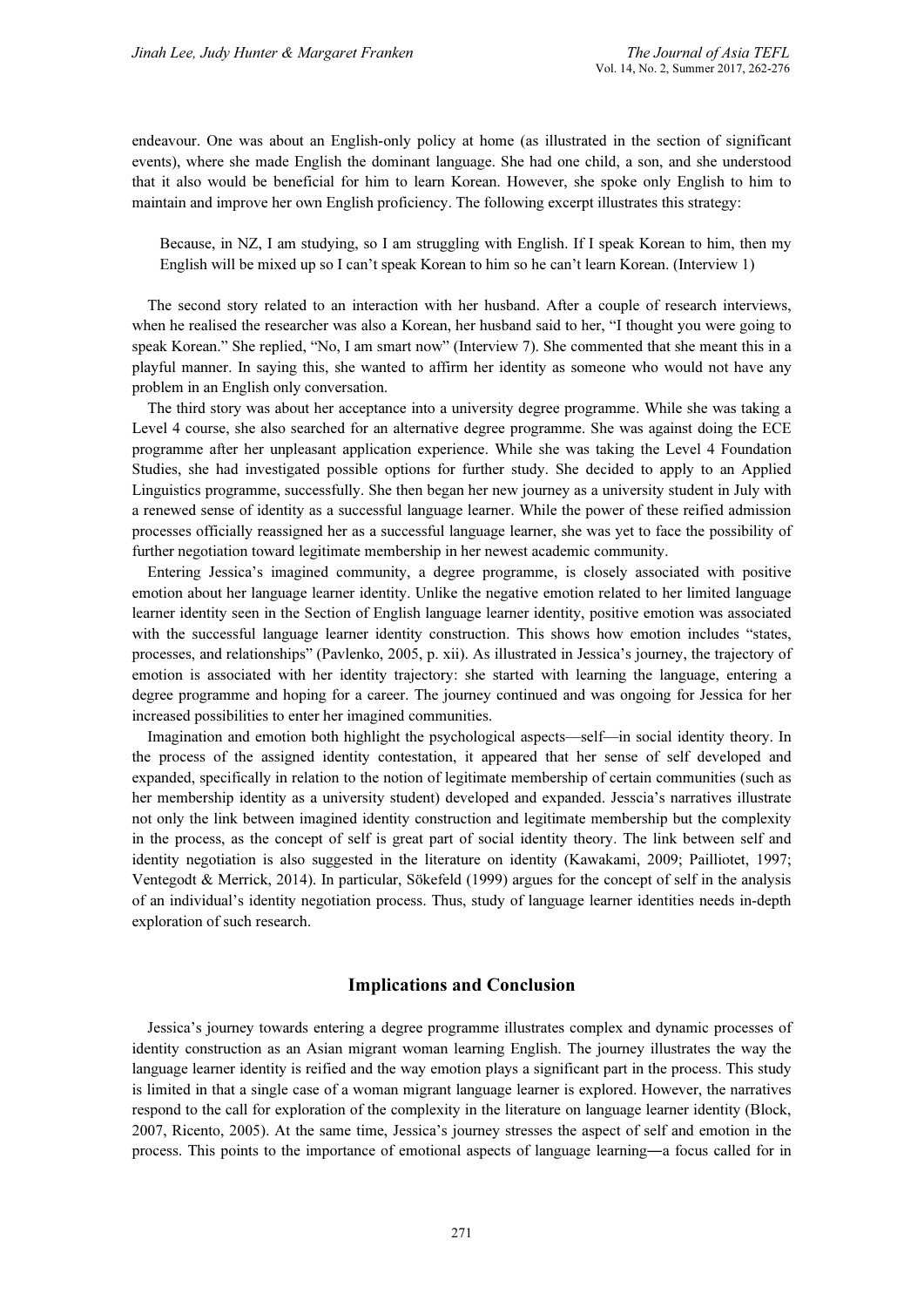endeavour. One was about an English-only policy at home (as illustrated in the section of significant events), where she made English the dominant language. She had one child, a son, and she understood that it also would be beneficial for him to learn Korean. However, she spoke only English to him to maintain and improve her own English proficiency. The following excerpt illustrates this strategy:

> Because, in NZ, I am studying, so I am struggling with English. If I speak Korean to him, then my English will be mixed up so I can't speak Korean to him so he can't learn Korean. (Interview 1)

The second story related to an interaction with her husband. After a couple of research interviews, when he realised the researcher was also a Korean, her husband said to her, "I thought you were going to speak Korean." She replied, "No, I am smart now" (Interview 7). She commented that she meant this in a playful manner. In saying this, she wanted to affirm her identity as someone who would not have any problem in an English only conversation.

The third story was about her acceptance into a university degree programme. While she was taking a Level 4 course, she also searched for an alternative degree programme. She was against doing the ECE programme after her unpleasant application experience. While she was taking the Level 4 Foundation Studies, she had investigated possible options for further study. She decided to apply to an Applied Linguistics programme, successfully. She then began her new journey as a university student in July with a renewed sense of identity as a successful language learner. While the power of these reified admission processes officially reassigned her as a successful language learner, she was yet to face the possibility of further negotiation toward legitimate membership in her newest academic community.

Entering Jessica's imagined community, a degree programme, is closely associated with positive emotion about her language learner identity. Unlike the negative emotion related to her limited language learner identity seen in the Section of English language learner identity, positive emotion was associated with the successful language learner identity construction. This shows how emotion includes "states, processes, and relationships" (Pavlenko, 2005, p. xii). As illustrated in Jessica's journey, the trajectory of emotion is associated with her identity trajectory: she started with learning the language, entering a degree programme and hoping for a career. The journey continued and was ongoing for Jessica for her increased possibilities to enter her imagined communities.

Imagination and emotion both highlight the psychological aspects—self—in social identity theory. In the process of the assigned identity contestation, it appeared that her sense of self developed and expanded, specifically in relation to the notion of legitimate membership of certain communities (such as her membership identity as a university student) developed and expanded. Jesscia's narratives illustrate not only the link between imagined identity construction and legitimate membership but the complexity in the process, as the concept of self is great part of social identity theory. The link between self and identity negotiation is also suggested in the literature on identity (Kawakami, 2009; Pailliotet, 1997; Ventegodt & Merrick, 2014). In particular, Sökefeld (1999) argues for the concept of self in the analysis of an individual's identity negotiation process. Thus, study of language learner identities needs in-depth exploration of such research.

## Implications and Conclusion

Jessica's journey towards entering a degree programme illustrates complex and dynamic processes of identity construction as an Asian migrant woman learning English. The journey illustrates the way the language learner identity is reified and the way emotion plays a significant part in the process. This study is limited in that a single case of a woman migrant language learner is explored. However, the narratives respond to the call for exploration of the complexity in the literature on language learner identity (Block, 2007, Ricento, 2005). At the same time, Jessica's journey stresses the aspect of self and emotion in the process. This points to the importance of emotional aspects of language learning―a focus called for in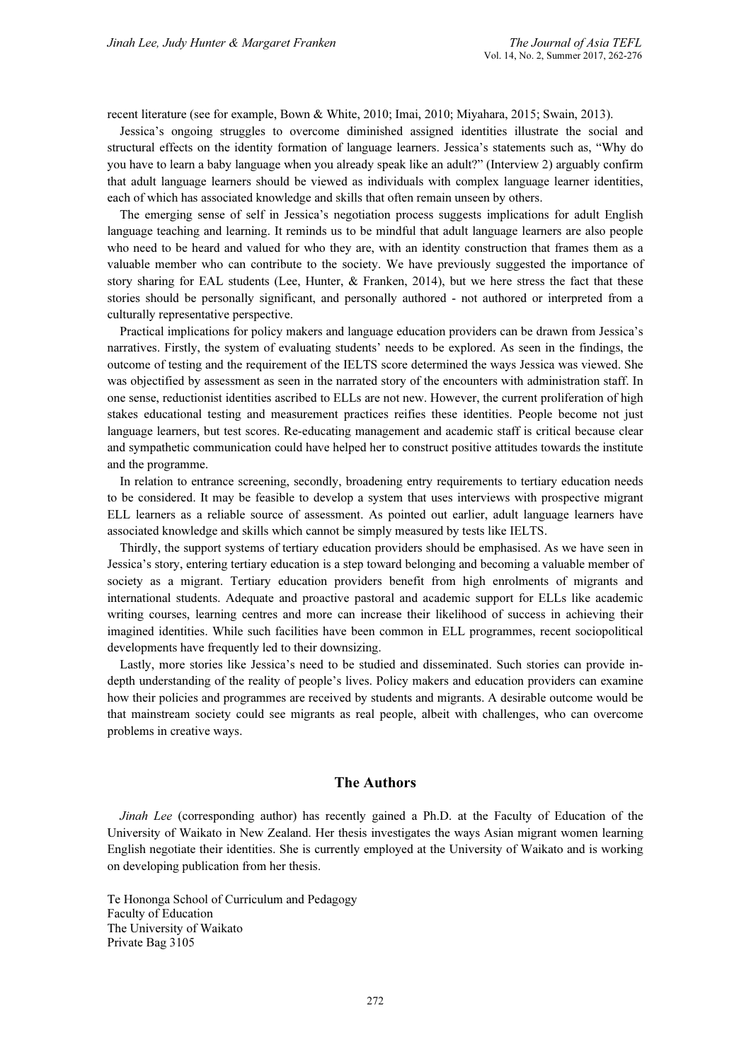recent literature (see for example, Bown & White, 2010; Imai, 2010; Miyahara, 2015; Swain, 2013).

Jessica's ongoing struggles to overcome diminished assigned identities illustrate the social and structural effects on the identity formation of language learners. Jessica's statements such as, "Why do you have to learn a baby language when you already speak like an adult?" (Interview 2) arguably confirm that adult language learners should be viewed as individuals with complex language learner identities, each of which has associated knowledge and skills that often remain unseen by others.

The emerging sense of self in Jessica's negotiation process suggests implications for adult English language teaching and learning. It reminds us to be mindful that adult language learners are also people who need to be heard and valued for who they are, with an identity construction that frames them as a valuable member who can contribute to the society. We have previously suggested the importance of story sharing for EAL students (Lee, Hunter, & Franken, 2014), but we here stress the fact that these stories should be personally significant, and personally authored - not authored or interpreted from a culturally representative perspective.

Practical implications for policy makers and language education providers can be drawn from Jessica's narratives. Firstly, the system of evaluating students' needs to be explored. As seen in the findings, the outcome of testing and the requirement of the IELTS score determined the ways Jessica was viewed. She was objectified by assessment as seen in the narrated story of the encounters with administration staff. In one sense, reductionist identities ascribed to ELLs are not new. However, the current proliferation of high stakes educational testing and measurement practices reifies these identities. People become not just language learners, but test scores. Re-educating management and academic staff is critical because clear and sympathetic communication could have helped her to construct positive attitudes towards the institute and the programme.

In relation to entrance screening, secondly, broadening entry requirements to tertiary education needs to be considered. It may be feasible to develop a system that uses interviews with prospective migrant ELL learners as a reliable source of assessment. As pointed out earlier, adult language learners have associated knowledge and skills which cannot be simply measured by tests like IELTS.

Thirdly, the support systems of tertiary education providers should be emphasised. As we have seen in Jessica's story, entering tertiary education is a step toward belonging and becoming a valuable member of society as a migrant. Tertiary education providers benefit from high enrolments of migrants and international students. Adequate and proactive pastoral and academic support for ELLs like academic writing courses, learning centres and more can increase their likelihood of success in achieving their imagined identities. While such facilities have been common in ELL programmes, recent sociopolitical developments have frequently led to their downsizing.

Lastly, more stories like Jessica's need to be studied and disseminated. Such stories can provide in-depth understanding of the reality of people's lives. Policy makers and education providers can examine how their policies and programmes are received by students and migrants. A desirable outcome would be that mainstream society could see migrants as real people, albeit with challenges, who can overcome problems in creative ways.

## The Authors

*Jinah Lee* (corresponding author) has recently gained a Ph.D. at the Faculty of Education of the University of Waikato in New Zealand. Her thesis investigates the ways Asian migrant women learning English negotiate their identities. She is currently employed at the University of Waikato and is working on developing publication from her thesis.

Te Hononga School of Curriculum and Pedagogy
Faculty of Education
The University of Waikato
Private Bag 3105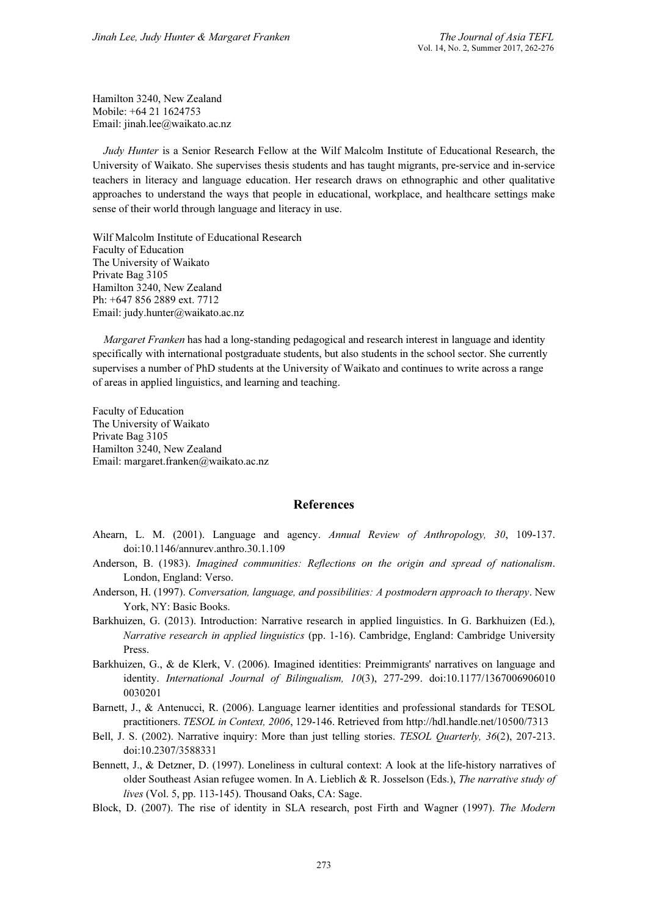Hamilton 3240, New Zealand
Mobile: +64 21 1624753
Email: jinah.lee@waikato.ac.nz

*Judy Hunter* is a Senior Research Fellow at the Wilf Malcolm Institute of Educational Research, the University of Waikato. She supervises thesis students and has taught migrants, pre-service and in-service teachers in literacy and language education. Her research draws on ethnographic and other qualitative approaches to understand the ways that people in educational, workplace, and healthcare settings make sense of their world through language and literacy in use.

Wilf Malcolm Institute of Educational Research
Faculty of Education
The University of Waikato
Private Bag 3105
Hamilton 3240, New Zealand
Ph: +647 856 2889 ext. 7712
Email: judy.hunter@waikato.ac.nz

*Margaret Franken* has had a long-standing pedagogical and research interest in language and identity specifically with international postgraduate students, but also students in the school sector. She currently supervises a number of PhD students at the University of Waikato and continues to write across a range of areas in applied linguistics, and learning and teaching.

Faculty of Education
The University of Waikato
Private Bag 3105
Hamilton 3240, New Zealand
Email: margaret.franken@waikato.ac.nz

## References

Ahearn, L. M. (2001). Language and agency. *Annual Review of Anthropology, 30*, 109-137. doi:10.1146/annurev.anthro.30.1.109

Anderson, B. (1983). *Imagined communities: Reflections on the origin and spread of nationalism*. London, England: Verso.

Anderson, H. (1997). *Conversation, language, and possibilities: A postmodern approach to therapy*. New York, NY: Basic Books.

Barkhuizen, G. (2013). Introduction: Narrative research in applied linguistics. In G. Barkhuizen (Ed.), *Narrative research in applied linguistics* (pp. 1-16). Cambridge, England: Cambridge University Press.

Barkhuizen, G., & de Klerk, V. (2006). Imagined identities: Preimmigrants' narratives on language and identity. *International Journal of Bilingualism, 10*(3), 277-299. doi:10.1177/13670069060100030201

Barnett, J., & Antenucci, R. (2006). Language learner identities and professional standards for TESOL practitioners. *TESOL in Context, 2006*, 129-146. Retrieved from http://hdl.handle.net/10500/7313

Bell, J. S. (2002). Narrative inquiry: More than just telling stories. *TESOL Quarterly, 36*(2), 207-213. doi:10.2307/3588331

Bennett, J., & Detzner, D. (1997). Loneliness in cultural context: A look at the life-history narratives of older Southeast Asian refugee women. In A. Lieblich & R. Josselson (Eds.), *The narrative study of lives* (Vol. 5, pp. 113-145). Thousand Oaks, CA: Sage.

Block, D. (2007). The rise of identity in SLA research, post Firth and Wagner (1997). *The Modern*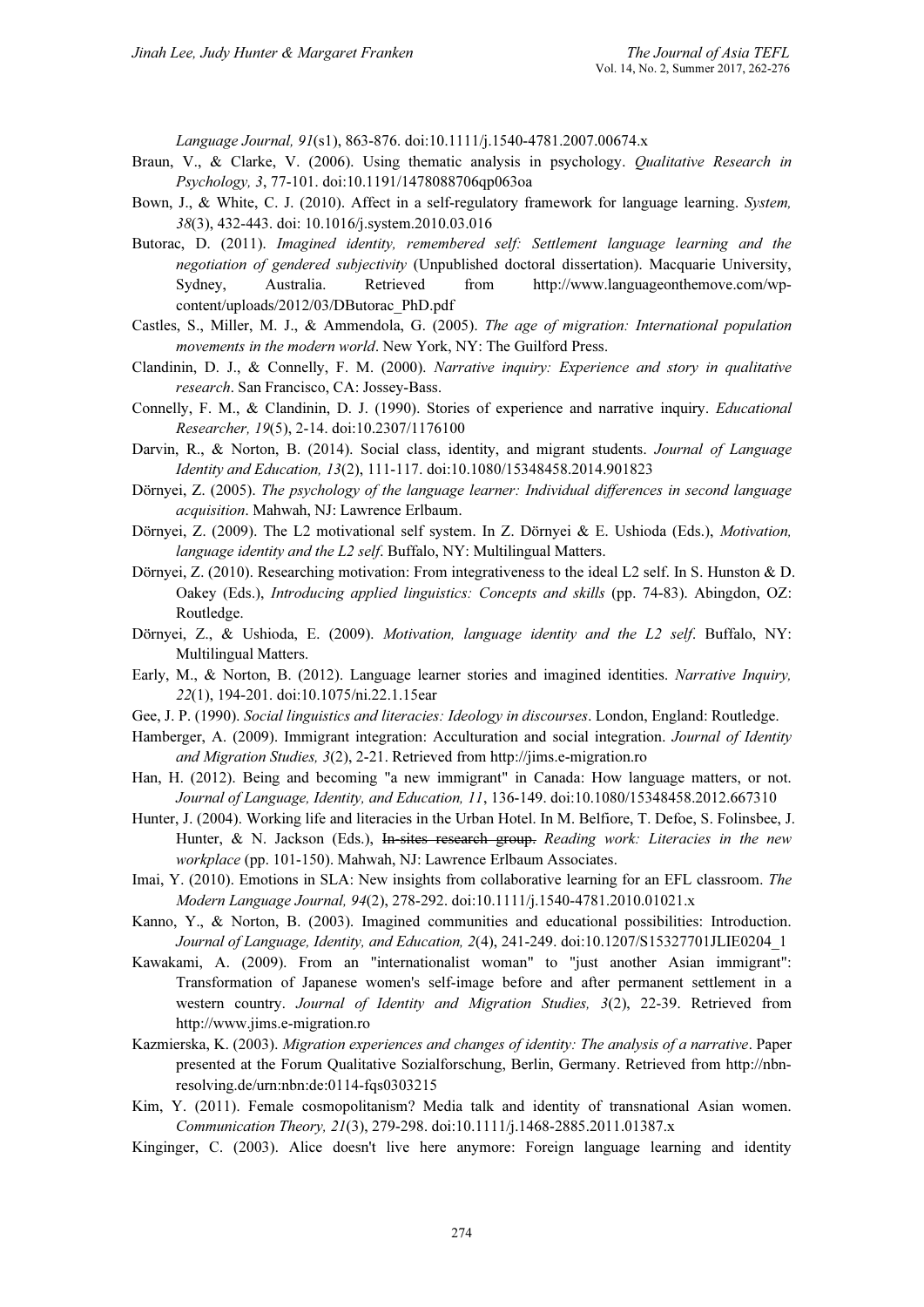*Language Journal, 91*(s1), 863-876. doi:10.1111/j.1540-4781.2007.00674.x

Braun, V., & Clarke, V. (2006). Using thematic analysis in psychology. *Qualitative Research in Psychology, 3*, 77-101. doi:10.1191/1478088706qp063oa

Bown, J., & White, C. J. (2010). Affect in a self-regulatory framework for language learning. *System, 38*(3), 432-443. doi: 10.1016/j.system.2010.03.016

Butorac, D. (2011). *Imagined identity, remembered self: Settlement language learning and the negotiation of gendered subjectivity* (Unpublished doctoral dissertation). Macquarie University, Sydney, Australia. Retrieved from http://www.languageonthemove.com/wp-content/uploads/2012/03/DButorac_PhD.pdf

Castles, S., Miller, M. J., & Ammendola, G. (2005). *The age of migration: International population movements in the modern world*. New York, NY: The Guilford Press.

Clandinin, D. J., & Connelly, F. M. (2000). *Narrative inquiry: Experience and story in qualitative research*. San Francisco, CA: Jossey-Bass.

Connelly, F. M., & Clandinin, D. J. (1990). Stories of experience and narrative inquiry. *Educational Researcher, 19*(5), 2-14. doi:10.2307/1176100

Darvin, R., & Norton, B. (2014). Social class, identity, and migrant students. *Journal of Language Identity and Education, 13*(2), 111-117. doi:10.1080/15348458.2014.901823

Dörnyei, Z. (2005). *The psychology of the language learner: Individual differences in second language acquisition*. Mahwah, NJ: Lawrence Erlbaum.

Dörnyei, Z. (2009). The L2 motivational self system. In Z. Dörnyei & E. Ushioda (Eds.), *Motivation, language identity and the L2 self*. Buffalo, NY: Multilingual Matters.

Dörnyei, Z. (2010). Researching motivation: From integrativeness to the ideal L2 self. In S. Hunston & D. Oakey (Eds.), *Introducing applied linguistics: Concepts and skills* (pp. 74-83). Abingdon, OZ: Routledge.

Dörnyei, Z., & Ushioda, E. (2009). *Motivation, language identity and the L2 self*. Buffalo, NY: Multilingual Matters.

Early, M., & Norton, B. (2012). Language learner stories and imagined identities. *Narrative Inquiry, 22*(1), 194-201. doi:10.1075/ni.22.1.15ear

Gee, J. P. (1990). *Social linguistics and literacies: Ideology in discourses*. London, England: Routledge.

Hamberger, A. (2009). Immigrant integration: Acculturation and social integration. *Journal of Identity and Migration Studies, 3*(2), 2-21. Retrieved from http://jims.e-migration.ro

Han, H. (2012). Being and becoming "a new immigrant" in Canada: How language matters, or not. *Journal of Language, Identity, and Education, 11*, 136-149. doi:10.1080/15348458.2012.667310

Hunter, J. (2004). Working life and literacies in the Urban Hotel. In M. Belfiore, T. Defoe, S. Folinsbee, J. Hunter, & N. Jackson (Eds.), ~~In-sites research group.~~ *Reading work: Literacies in the new workplace* (pp. 101-150). Mahwah, NJ: Lawrence Erlbaum Associates.

Imai, Y. (2010). Emotions in SLA: New insights from collaborative learning for an EFL classroom. *The Modern Language Journal, 94*(2), 278-292. doi:10.1111/j.1540-4781.2010.01021.x

Kanno, Y., & Norton, B. (2003). Imagined communities and educational possibilities: Introduction. *Journal of Language, Identity, and Education, 2*(4), 241-249. doi:10.1207/S15327701JLIE0204_1

Kawakami, A. (2009). From an "internationalist woman" to "just another Asian immigrant": Transformation of Japanese women's self-image before and after permanent settlement in a western country. *Journal of Identity and Migration Studies, 3*(2), 22-39. Retrieved from http://www.jims.e-migration.ro

Kazmierska, K. (2003). *Migration experiences and changes of identity: The analysis of a narrative*. Paper presented at the Forum Qualitative Sozialforschung, Berlin, Germany. Retrieved from http://nbn-resolving.de/urn:nbn:de:0114-fqs0303215

Kim, Y. (2011). Female cosmopolitanism? Media talk and identity of transnational Asian women. *Communication Theory, 21*(3), 279-298. doi:10.1111/j.1468-2885.2011.01387.x

Kinginger, C. (2003). Alice doesn't live here anymore: Foreign language learning and identity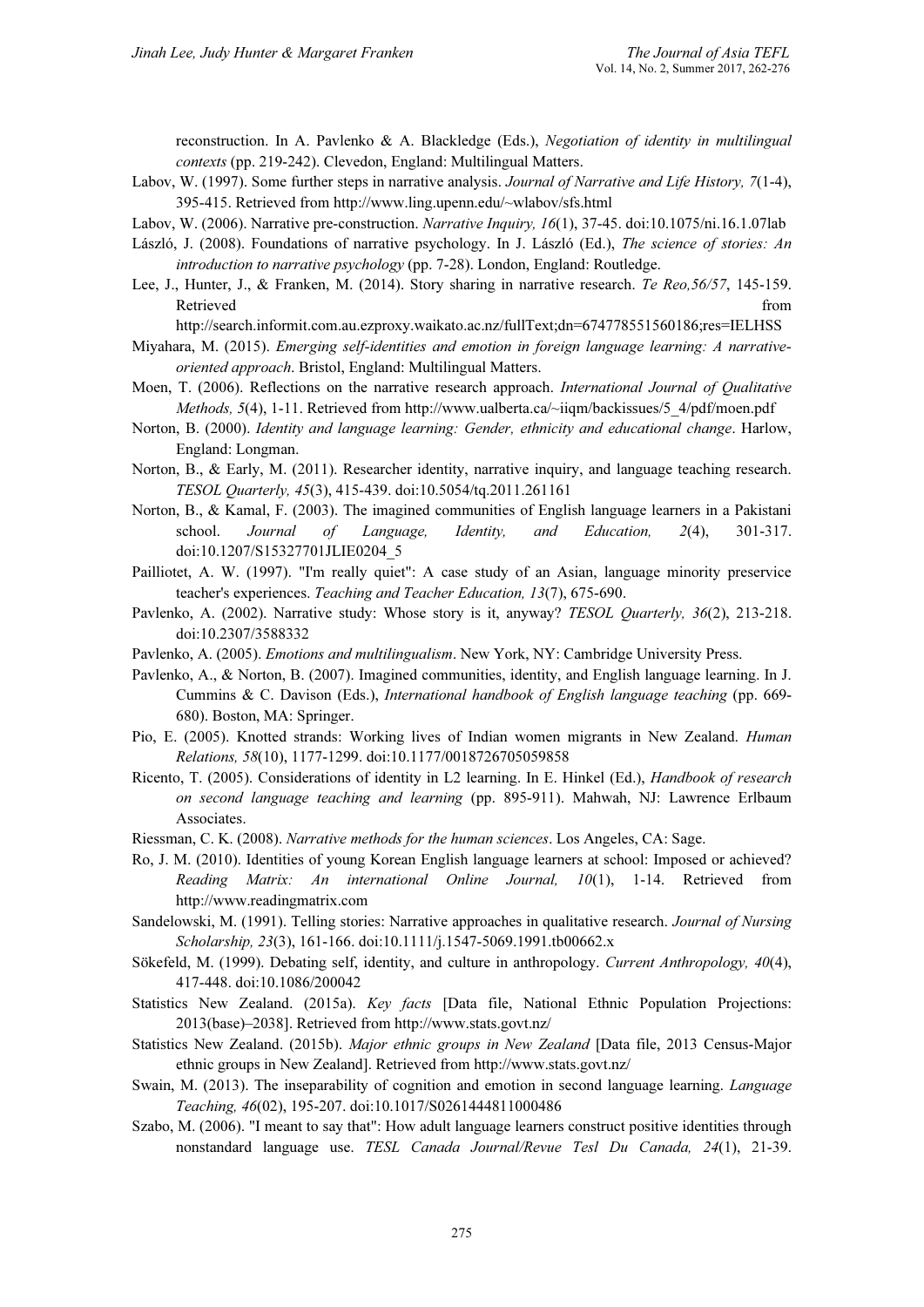reconstruction. In A. Pavlenko & A. Blackledge (Eds.), *Negotiation of identity in multilingual contexts* (pp. 219-242). Clevedon, England: Multilingual Matters.

Labov, W. (1997). Some further steps in narrative analysis. *Journal of Narrative and Life History, 7*(1-4), 395-415. Retrieved from http://www.ling.upenn.edu/~wlabov/sfs.html

Labov, W. (2006). Narrative pre-construction. *Narrative Inquiry, 16*(1), 37-45. doi:10.1075/ni.16.1.07lab

László, J. (2008). Foundations of narrative psychology. In J. László (Ed.), *The science of stories: An introduction to narrative psychology* (pp. 7-28). London, England: Routledge.

Lee, J., Hunter, J., & Franken, M. (2014). Story sharing in narrative research. *Te Reo,56/57*, 145-159. Retrieved from http://search.informit.com.au.ezproxy.waikato.ac.nz/fullText;dn=674778551560186;res=IELHSS

Miyahara, M. (2015). *Emerging self-identities and emotion in foreign language learning: A narrative-oriented approach*. Bristol, England: Multilingual Matters.

Moen, T. (2006). Reflections on the narrative research approach. *International Journal of Qualitative Methods, 5*(4), 1-11. Retrieved from http://www.ualberta.ca/~iiqm/backissues/5_4/pdf/moen.pdf

Norton, B. (2000). *Identity and language learning: Gender, ethnicity and educational change*. Harlow, England: Longman.

Norton, B., & Early, M. (2011). Researcher identity, narrative inquiry, and language teaching research. *TESOL Quarterly, 45*(3), 415-439. doi:10.5054/tq.2011.261161

Norton, B., & Kamal, F. (2003). The imagined communities of English language learners in a Pakistani school. *Journal of Language, Identity, and Education, 2*(4), 301-317. doi:10.1207/S15327701JLIE0204_5

Pailliotet, A. W. (1997). "I'm really quiet": A case study of an Asian, language minority preservice teacher's experiences. *Teaching and Teacher Education, 13*(7), 675-690.

Pavlenko, A. (2002). Narrative study: Whose story is it, anyway? *TESOL Quarterly, 36*(2), 213-218. doi:10.2307/3588332

Pavlenko, A. (2005). *Emotions and multilingualism*. New York, NY: Cambridge University Press.

Pavlenko, A., & Norton, B. (2007). Imagined communities, identity, and English language learning. In J. Cummins & C. Davison (Eds.), *International handbook of English language teaching* (pp. 669-680). Boston, MA: Springer.

Pio, E. (2005). Knotted strands: Working lives of Indian women migrants in New Zealand. *Human Relations, 58*(10), 1177-1299. doi:10.1177/0018726705059858

Ricento, T. (2005). Considerations of identity in L2 learning. In E. Hinkel (Ed.), *Handbook of research on second language teaching and learning* (pp. 895-911). Mahwah, NJ: Lawrence Erlbaum Associates.

Riessman, C. K. (2008). *Narrative methods for the human sciences*. Los Angeles, CA: Sage.

Ro, J. M. (2010). Identities of young Korean English language learners at school: Imposed or achieved? *Reading Matrix: An international Online Journal, 10*(1), 1-14. Retrieved from http://www.readingmatrix.com

Sandelowski, M. (1991). Telling stories: Narrative approaches in qualitative research. *Journal of Nursing Scholarship, 23*(3), 161-166. doi:10.1111/j.1547-5069.1991.tb00662.x

Sökefeld, M. (1999). Debating self, identity, and culture in anthropology. *Current Anthropology, 40*(4), 417-448. doi:10.1086/200042

Statistics New Zealand. (2015a). *Key facts* [Data file, National Ethnic Population Projections: 2013(base)–2038]. Retrieved from http://www.stats.govt.nz/

Statistics New Zealand. (2015b). *Major ethnic groups in New Zealand* [Data file, 2013 Census-Major ethnic groups in New Zealand]. Retrieved from http://www.stats.govt.nz/

Swain, M. (2013). The inseparability of cognition and emotion in second language learning. *Language Teaching, 46*(02), 195-207. doi:10.1017/S0261444811000486

Szabo, M. (2006). "I meant to say that": How adult language learners construct positive identities through nonstandard language use. *TESL Canada Journal/Revue Tesl Du Canada, 24*(1), 21-39.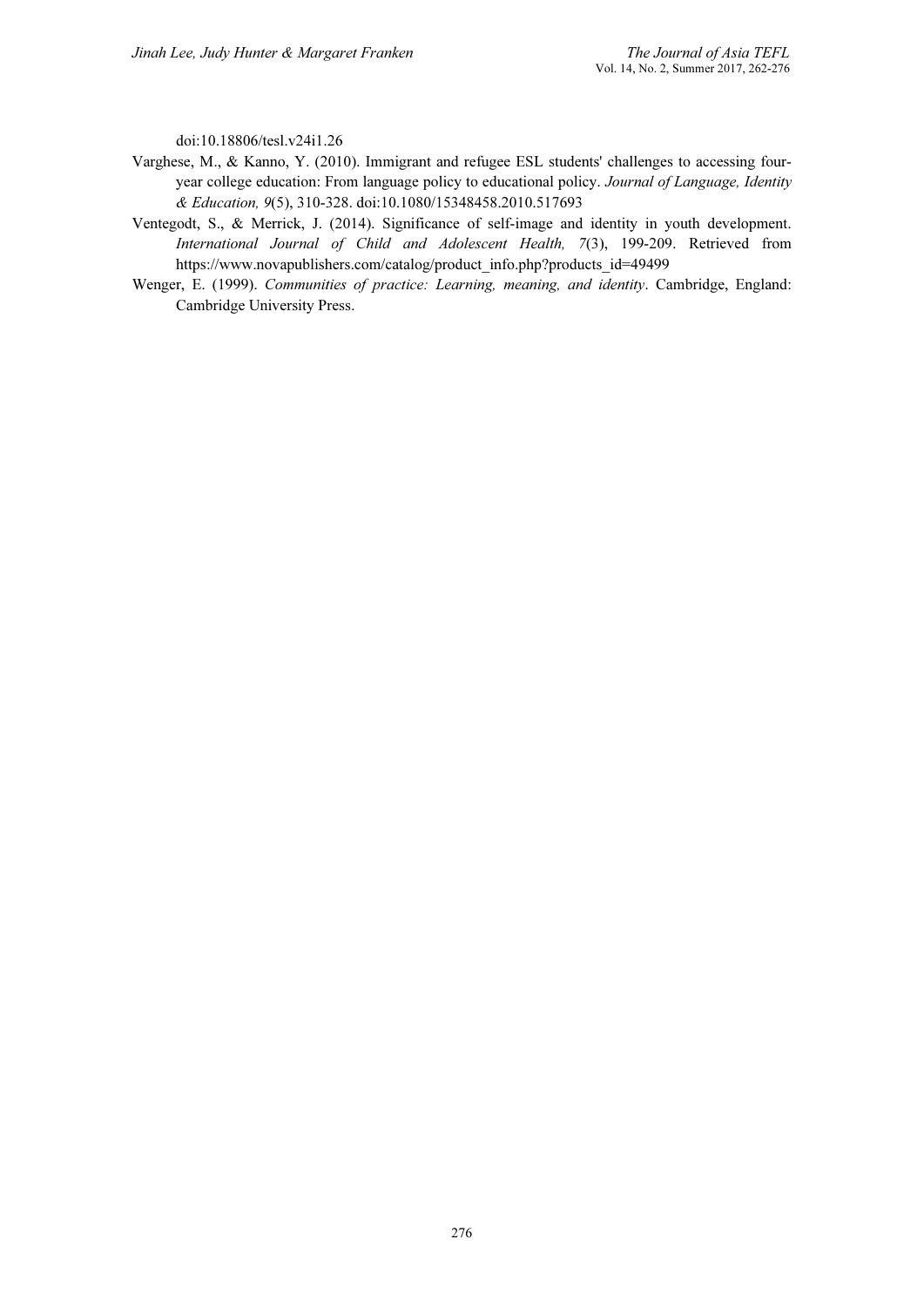doi:10.18806/tesl.v24i1.26

Varghese, M., & Kanno, Y. (2010). Immigrant and refugee ESL students' challenges to accessing four-year college education: From language policy to educational policy. *Journal of Language, Identity & Education, 9*(5), 310-328. doi:10.1080/15348458.2010.517693

Ventegodt, S., & Merrick, J. (2014). Significance of self-image and identity in youth development. *International Journal of Child and Adolescent Health, 7*(3), 199-209. Retrieved from https://www.novapublishers.com/catalog/product_info.php?products_id=49499

Wenger, E. (1999). *Communities of practice: Learning, meaning, and identity*. Cambridge, England: Cambridge University Press.